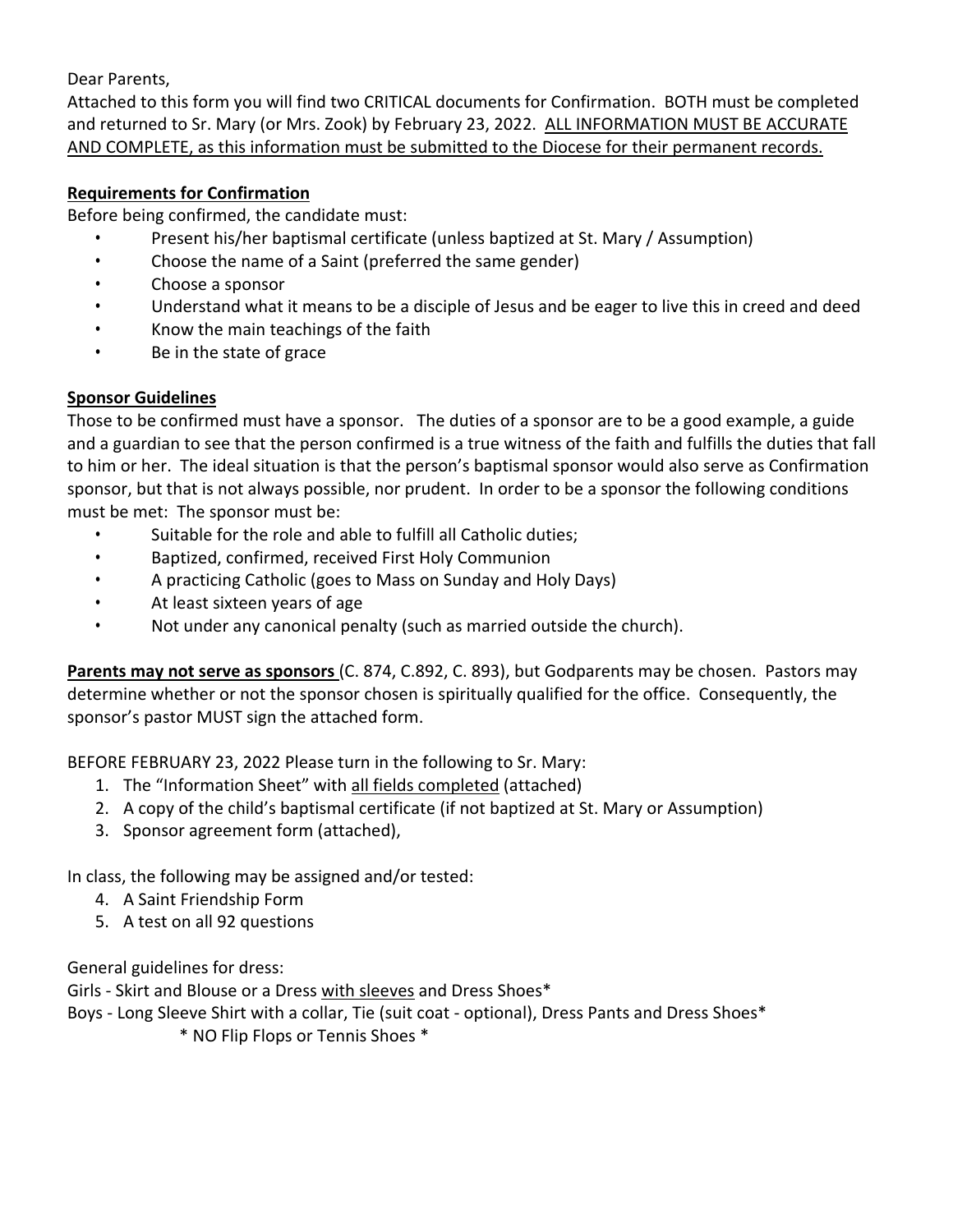Dear Parents,

Attached to this form you will find two CRITICAL documents for Confirmation. BOTH must be completed and returned to Sr. Mary (or Mrs. Zook) by February 23, 2022. ALL INFORMATION MUST BE ACCURATE AND COMPLETE, as this information must be submitted to the Diocese for their permanent records.

**Requirements for Confirmation**

Before being confirmed, the candidate must:

- Present his/her baptismal certificate (unless baptized at St. Mary / Assumption)
- Choose the name of a Saint (preferred the same gender)
- Choose a sponsor
- Understand what it means to be a disciple of Jesus and be eager to live this in creed and deed
- Know the main teachings of the faith
- Be in the state of grace

**Sponsor Guidelines**

Those to be confirmed must have a sponsor. The duties of a sponsor are to be a good example, a guide and a guardian to see that the person confirmed is a true witness of the faith and fulfills the duties that fall to him or her. The ideal situation is that the person's baptismal sponsor would also serve as Confirmation sponsor, but that is not always possible, nor prudent. In order to be a sponsor the following conditions must be met: The sponsor must be:

- Suitable for the role and able to fulfill all Catholic duties;
- Baptized, confirmed, received First Holy Communion
- A practicing Catholic (goes to Mass on Sunday and Holy Days)
- At least sixteen years of age
- Not under any canonical penalty (such as married outside the church).

**Parents may not serve as sponsors** (C. 874, C.892, C. 893), but Godparents may be chosen. Pastors may determine whether or not the sponsor chosen is spiritually qualified for the office. Consequently, the sponsor's pastor MUST sign the attached form.

BEFORE FEBRUARY 23, 2022 Please turn in the following to Sr. Mary:

1. The "Information Sheet" with all fields completed (attached)
2. A copy of the child's baptismal certificate (if not baptized at St. Mary or Assumption)
3. Sponsor agreement form (attached),

In class, the following may be assigned and/or tested:

4. A Saint Friendship Form
5. A test on all 92 questions

General guidelines for dress:

Girls - Skirt and Blouse or a Dress with sleeves and Dress Shoes*

Boys - Long Sleeve Shirt with a collar, Tie (suit coat - optional), Dress Pants and Dress Shoes*

\* NO Flip Flops or Tennis Shoes *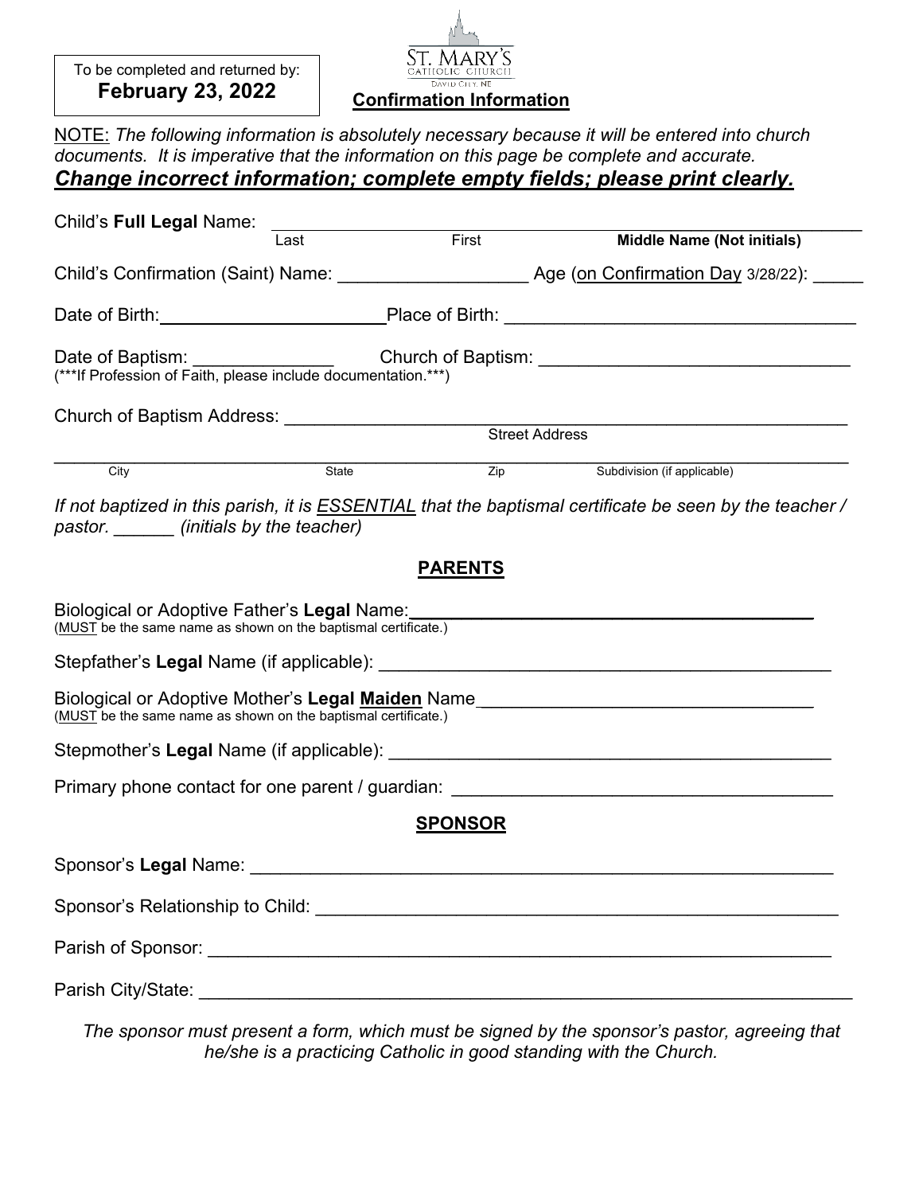To be completed and returned by:
**February 23, 2022**

ST. MARY'S
CATHOLIC CHURCH
DAVID CITY, NE

**Confirmation Information**

NOTE: *The following information is absolutely necessary because it will be entered into church documents. It is imperative that the information on this page be complete and accurate.*
***Change incorrect information; complete empty fields; please print clearly.***

Child's **Full Legal** Name: ______________________________________________
Last First **Middle Name (Not initials)**

Child's Confirmation (Saint) Name: __________________ Age (on Confirmation Day 3/28/22): _____

Date of Birth: ______________________ Place of Birth: __________________________________

Date of Baptism: ______________ Church of Baptism: ______________________________
(***If Profession of Faith, please include documentation.***)

Church of Baptism Address: ____________________________________________________
Street Address

______________________________________________________________________________
City State Zip Subdivision (if applicable)

*If not baptized in this parish, it is ESSENTIAL that the baptismal certificate be seen by the teacher / pastor. ______ (initials by the teacher)*

## PARENTS

Biological or Adoptive Father's **Legal** Name: ________________________________________
(MUST be the same name as shown on the baptismal certificate.)

Stepfather's **Legal** Name (if applicable): ______________________________________________

Biological or Adoptive Mother's **Legal Maiden** Name _________________________________
(MUST be the same name as shown on the baptismal certificate.)

Stepmother's **Legal** Name (if applicable): _____________________________________________

Primary phone contact for one parent / guardian: ______________________________________

## SPONSOR

Sponsor's **Legal** Name: ____________________________________________________________

Sponsor's Relationship to Child: ______________________________________________________

Parish of Sponsor: _________________________________________________________________

Parish City/State: _________________________________________________________________

*The sponsor must present a form, which must be signed by the sponsor's pastor, agreeing that he/she is a practicing Catholic in good standing with the Church.*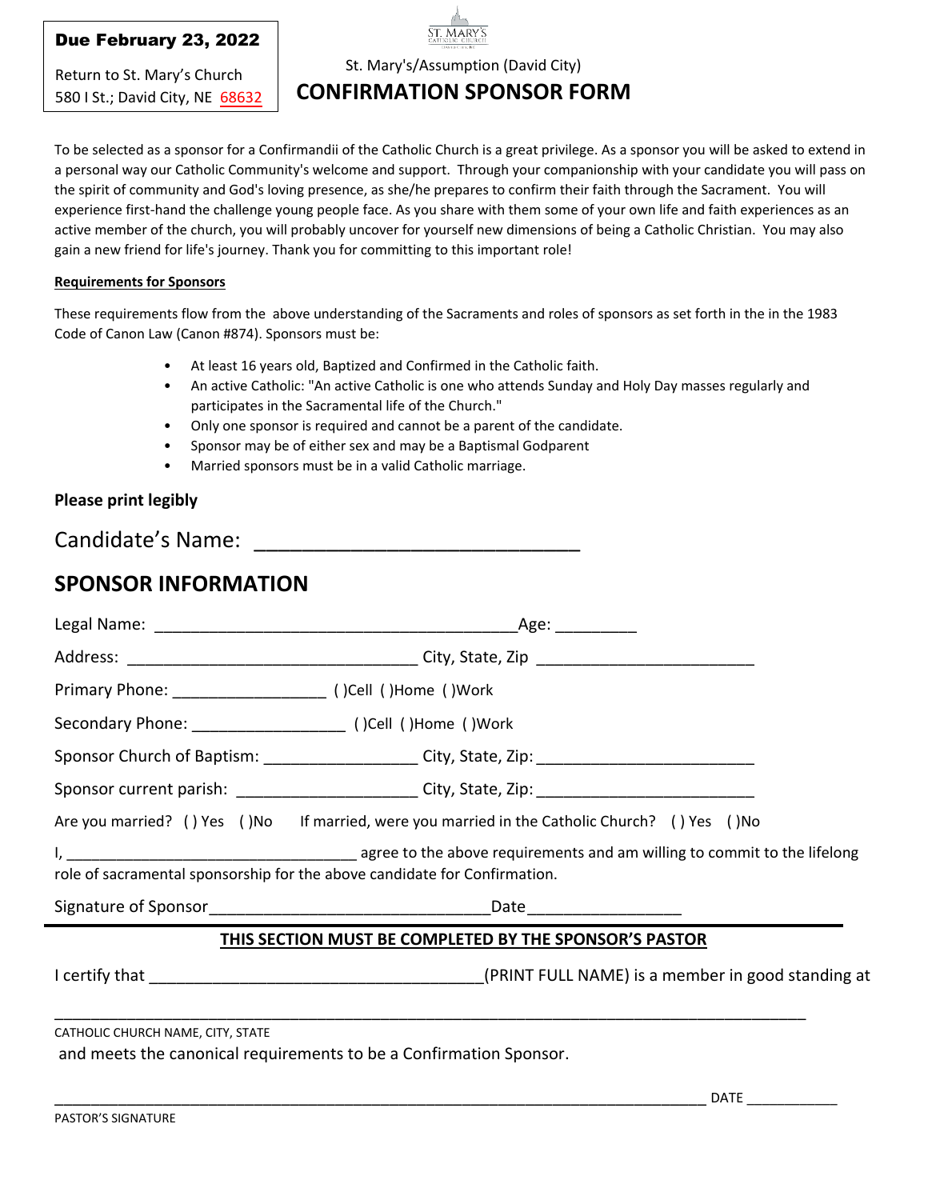**Due February 23, 2022**

Return to St. Mary's Church
580 I St.; David City, NE 68632

ST. MARY'S CATHOLIC CHURCH

St. Mary's/Assumption (David City)

# CONFIRMATION SPONSOR FORM

To be selected as a sponsor for a Confirmandii of the Catholic Church is a great privilege. As a sponsor you will be asked to extend in a personal way our Catholic Community's welcome and support. Through your companionship with your candidate you will pass on the spirit of community and God's loving presence, as she/he prepares to confirm their faith through the Sacrament. You will experience first-hand the challenge young people face. As you share with them some of your own life and faith experiences as an active member of the church, you will probably uncover for yourself new dimensions of being a Catholic Christian. You may also gain a new friend for life's journey. Thank you for committing to this important role!

**Requirements for Sponsors**

These requirements flow from the above understanding of the Sacraments and roles of sponsors as set forth in the in the 1983 Code of Canon Law (Canon #874). Sponsors must be:

- At least 16 years old, Baptized and Confirmed in the Catholic faith.
- An active Catholic: "An active Catholic is one who attends Sunday and Holy Day masses regularly and participates in the Sacramental life of the Church."
- Only one sponsor is required and cannot be a parent of the candidate.
- Sponsor may be of either sex and may be a Baptismal Godparent
- Married sponsors must be in a valid Catholic marriage.

**Please print legibly**

Candidate's Name: ____________________________

## SPONSOR INFORMATION

Legal Name: ___________________________________________Age: _________

Address: ________________________________ City, State, Zip ________________________

Primary Phone: _________________ ( )Cell ( )Home ( )Work

Secondary Phone: _________________ ( )Cell ( )Home ( )Work

Sponsor Church of Baptism: _________________ City, State, Zip: ________________________

Sponsor current parish: ____________________ City, State, Zip: ________________________

Are you married? ( ) Yes ( )No If married, were you married in the Catholic Church? ( ) Yes ( )No

I, __________________________________ agree to the above requirements and am willing to commit to the lifelong role of sacramental sponsorship for the above candidate for Confirmation.

Signature of Sponsor_______________________________Date_________________

**THIS SECTION MUST BE COMPLETED BY THE SPONSOR'S PASTOR**

I certify that ____________________________________(PRINT FULL NAME) is a member in good standing at

______________________________________________________________________________________

CATHOLIC CHURCH NAME, CITY, STATE

and meets the canonical requirements to be a Confirmation Sponsor.

__________________________________________________________________________ DATE ____________

PASTOR'S SIGNATURE